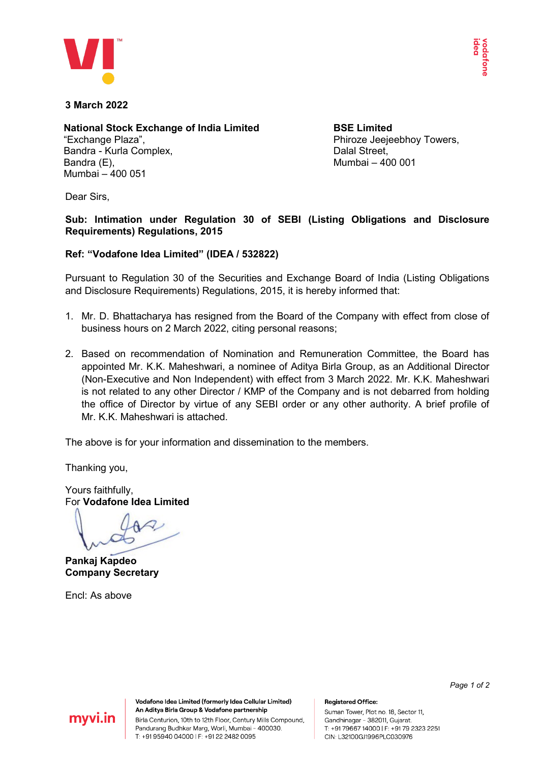3 March 2022

**National Stock Exchange of India Limited**
"Exchange Plaza",
Bandra - Kurla Complex,
Bandra (E),
Mumbai – 400 051

**BSE Limited**
Phiroze Jeejeebhoy Towers,
Dalal Street,
Mumbai – 400 001

Dear Sirs,

**Sub: Intimation under Regulation 30 of SEBI (Listing Obligations and Disclosure Requirements) Regulations, 2015**

**Ref: "Vodafone Idea Limited" (IDEA / 532822)**

Pursuant to Regulation 30 of the Securities and Exchange Board of India (Listing Obligations and Disclosure Requirements) Regulations, 2015, it is hereby informed that:

1. Mr. D. Bhattacharya has resigned from the Board of the Company with effect from close of business hours on 2 March 2022, citing personal reasons;

2. Based on recommendation of Nomination and Remuneration Committee, the Board has appointed Mr. K.K. Maheshwari, a nominee of Aditya Birla Group, as an Additional Director (Non-Executive and Non Independent) with effect from 3 March 2022. Mr. K.K. Maheshwari is not related to any other Director / KMP of the Company and is not debarred from holding the office of Director by virtue of any SEBI order or any other authority. A brief profile of Mr. K.K. Maheshwari is attached.

The above is for your information and dissemination to the members.

Thanking you,

Yours faithfully,
For **Vodafone Idea Limited**

**Pankaj Kapdeo**
**Company Secretary**

Encl: As above

**Vodafone Idea Limited (formerly Idea Cellular Limited)**
**An Aditya Birla Group & Vodafone partnership**
Birla Centurion, 10th to 12th Floor, Century Mills Compound, Pandurang Budhkar Marg, Worli, Mumbai - 400030.
T: +91 95940 04000 | F: +91 22 2482 0095

**Registered Office:**
Suman Tower, Plot no. 18, Sector 11, Gandhinagar - 382011, Gujarat.
T: +91 79667 14000 | F: +91 79 2323 2251
CIN: L32100GJ1996PLC030976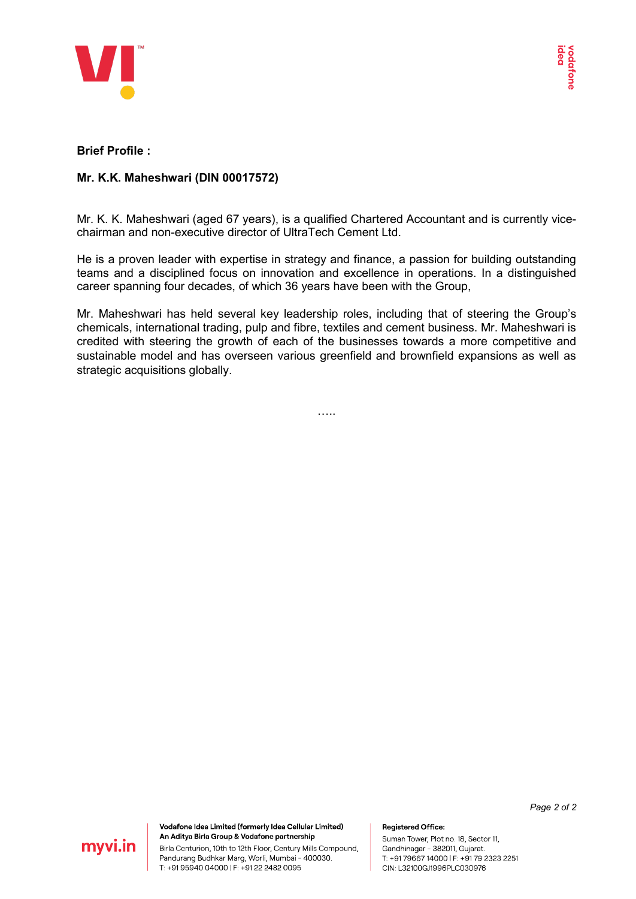**Brief Profile :**

**Mr. K.K. Maheshwari (DIN 00017572)**

Mr. K. K. Maheshwari (aged 67 years), is a qualified Chartered Accountant and is currently vice-chairman and non-executive director of UltraTech Cement Ltd.

He is a proven leader with expertise in strategy and finance, a passion for building outstanding teams and a disciplined focus on innovation and excellence in operations. In a distinguished career spanning four decades, of which 36 years have been with the Group,

Mr. Maheshwari has held several key leadership roles, including that of steering the Group's chemicals, international trading, pulp and fibre, textiles and cement business. Mr. Maheshwari is credited with steering the growth of each of the businesses towards a more competitive and sustainable model and has overseen various greenfield and brownfield expansions as well as strategic acquisitions globally.

…..